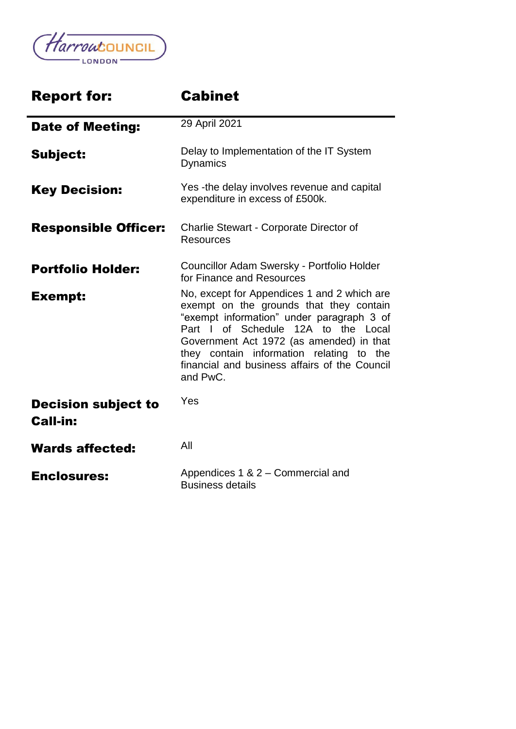HarrowCOUNCIL LONDON

| Report for: | Cabinet |
|---|---|
| **Date of Meeting:** | 29 April 2021 |
| **Subject:** | Delay to Implementation of the IT System Dynamics |
| **Key Decision:** | Yes -the delay involves revenue and capital expenditure in excess of £500k. |
| **Responsible Officer:** | Charlie Stewart - Corporate Director of Resources |
| **Portfolio Holder:** | Councillor Adam Swersky - Portfolio Holder for Finance and Resources |
| **Exempt:** | No, except for Appendices 1 and 2 which are exempt on the grounds that they contain "exempt information" under paragraph 3 of Part I of Schedule 12A to the Local Government Act 1972 (as amended) in that they contain information relating to the financial and business affairs of the Council and PwC. |
| **Decision subject to Call-in:** | Yes |
| **Wards affected:** | All |
| **Enclosures:** | Appendices 1 & 2 – Commercial and Business details |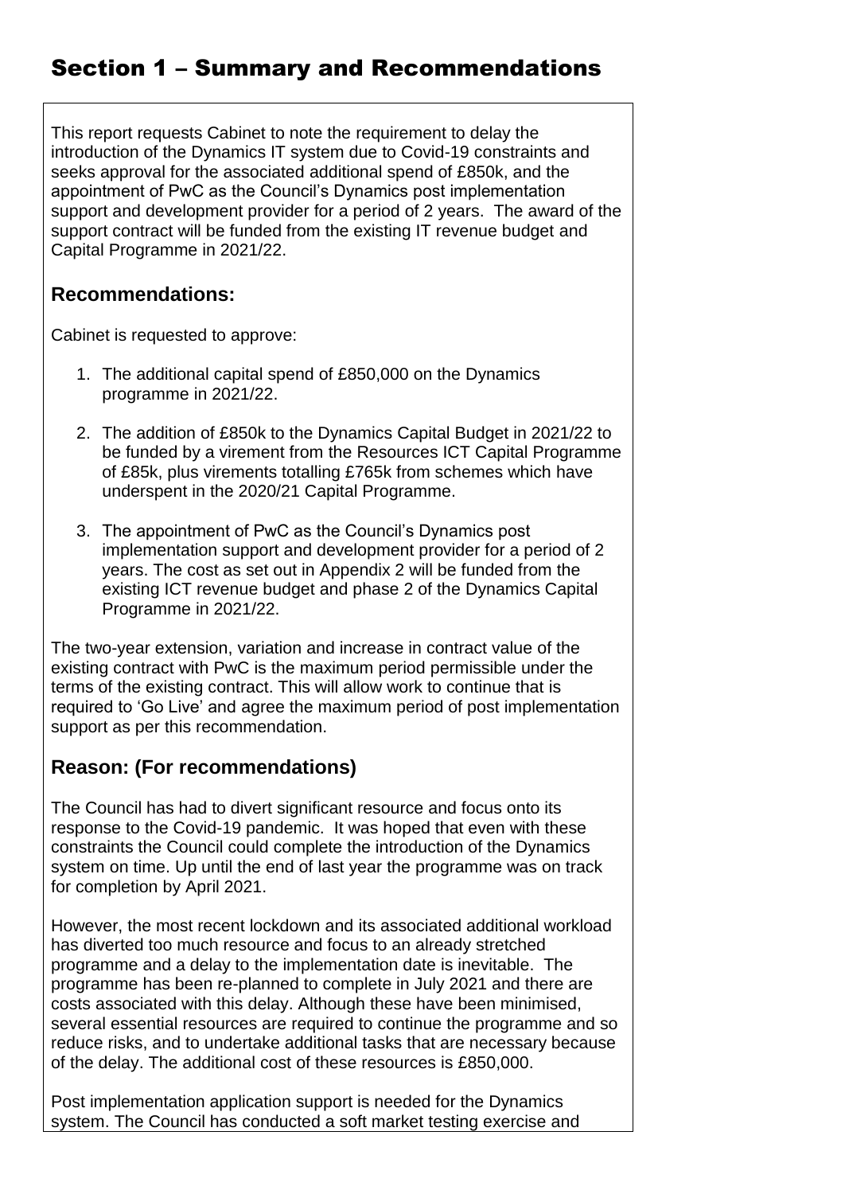# Section 1 – Summary and Recommendations

This report requests Cabinet to note the requirement to delay the introduction of the Dynamics IT system due to Covid-19 constraints and seeks approval for the associated additional spend of £850k, and the appointment of PwC as the Council's Dynamics post implementation support and development provider for a period of 2 years. The award of the support contract will be funded from the existing IT revenue budget and Capital Programme in 2021/22.

## Recommendations:

Cabinet is requested to approve:

1. The additional capital spend of £850,000 on the Dynamics programme in 2021/22.
2. The addition of £850k to the Dynamics Capital Budget in 2021/22 to be funded by a virement from the Resources ICT Capital Programme of £85k, plus virements totalling £765k from schemes which have underspent in the 2020/21 Capital Programme.
3. The appointment of PwC as the Council's Dynamics post implementation support and development provider for a period of 2 years. The cost as set out in Appendix 2 will be funded from the existing ICT revenue budget and phase 2 of the Dynamics Capital Programme in 2021/22.

The two-year extension, variation and increase in contract value of the existing contract with PwC is the maximum period permissible under the terms of the existing contract. This will allow work to continue that is required to 'Go Live' and agree the maximum period of post implementation support as per this recommendation.

## Reason: (For recommendations)

The Council has had to divert significant resource and focus onto its response to the Covid-19 pandemic. It was hoped that even with these constraints the Council could complete the introduction of the Dynamics system on time. Up until the end of last year the programme was on track for completion by April 2021.

However, the most recent lockdown and its associated additional workload has diverted too much resource and focus to an already stretched programme and a delay to the implementation date is inevitable. The programme has been re-planned to complete in July 2021 and there are costs associated with this delay. Although these have been minimised, several essential resources are required to continue the programme and so reduce risks, and to undertake additional tasks that are necessary because of the delay. The additional cost of these resources is £850,000.

Post implementation application support is needed for the Dynamics system. The Council has conducted a soft market testing exercise and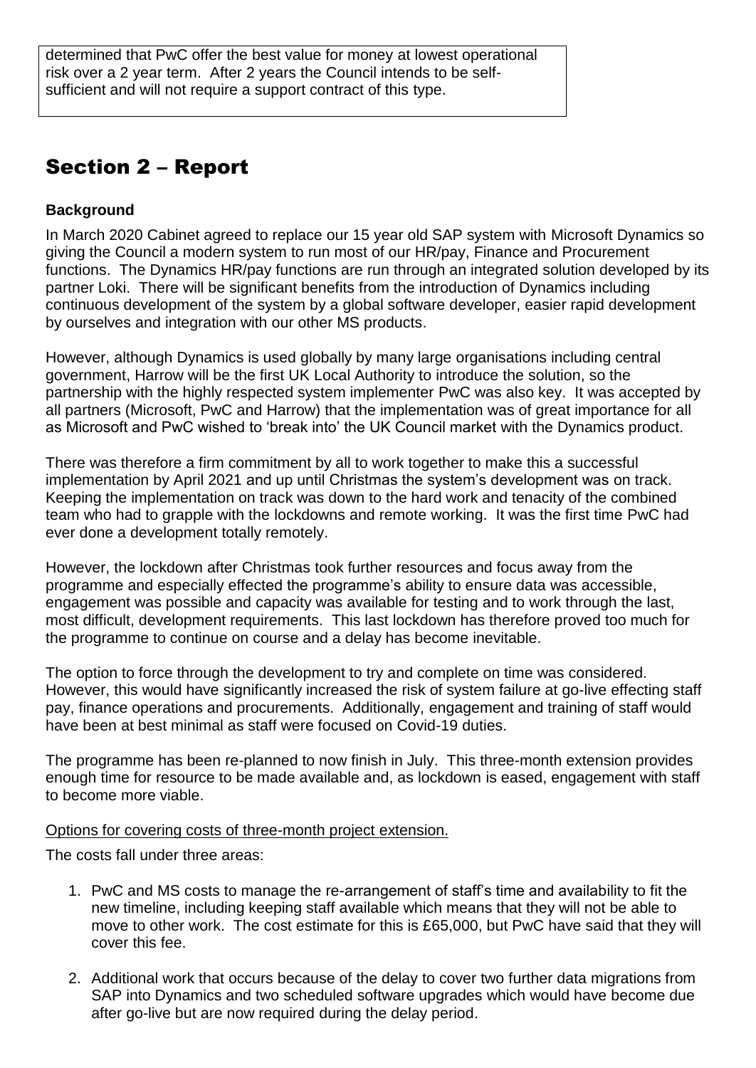determined that PwC offer the best value for money at lowest operational risk over a 2 year term. After 2 years the Council intends to be self-sufficient and will not require a support contract of this type.

## Section 2 – Report

**Background**

In March 2020 Cabinet agreed to replace our 15 year old SAP system with Microsoft Dynamics so giving the Council a modern system to run most of our HR/pay, Finance and Procurement functions. The Dynamics HR/pay functions are run through an integrated solution developed by its partner Loki. There will be significant benefits from the introduction of Dynamics including continuous development of the system by a global software developer, easier rapid development by ourselves and integration with our other MS products.

However, although Dynamics is used globally by many large organisations including central government, Harrow will be the first UK Local Authority to introduce the solution, so the partnership with the highly respected system implementer PwC was also key. It was accepted by all partners (Microsoft, PwC and Harrow) that the implementation was of great importance for all as Microsoft and PwC wished to 'break into' the UK Council market with the Dynamics product.

There was therefore a firm commitment by all to work together to make this a successful implementation by April 2021 and up until Christmas the system's development was on track. Keeping the implementation on track was down to the hard work and tenacity of the combined team who had to grapple with the lockdowns and remote working. It was the first time PwC had ever done a development totally remotely.

However, the lockdown after Christmas took further resources and focus away from the programme and especially effected the programme's ability to ensure data was accessible, engagement was possible and capacity was available for testing and to work through the last, most difficult, development requirements. This last lockdown has therefore proved too much for the programme to continue on course and a delay has become inevitable.

The option to force through the development to try and complete on time was considered. However, this would have significantly increased the risk of system failure at go-live effecting staff pay, finance operations and procurements. Additionally, engagement and training of staff would have been at best minimal as staff were focused on Covid-19 duties.

The programme has been re-planned to now finish in July. This three-month extension provides enough time for resource to be made available and, as lockdown is eased, engagement with staff to become more viable.

<u>Options for covering costs of three-month project extension.</u>

The costs fall under three areas:

1. PwC and MS costs to manage the re-arrangement of staff's time and availability to fit the new timeline, including keeping staff available which means that they will not be able to move to other work. The cost estimate for this is £65,000, but PwC have said that they will cover this fee.

2. Additional work that occurs because of the delay to cover two further data migrations from SAP into Dynamics and two scheduled software upgrades which would have become due after go-live but are now required during the delay period.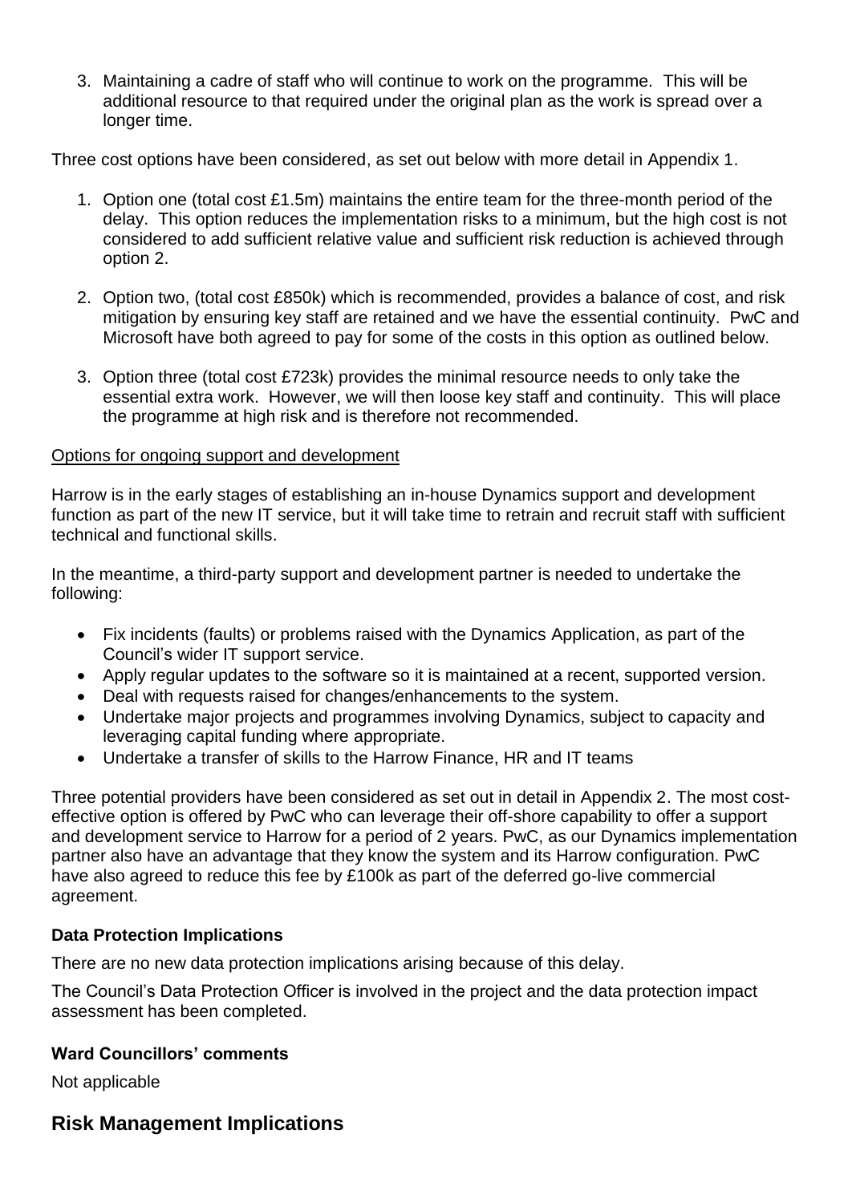3. Maintaining a cadre of staff who will continue to work on the programme. This will be additional resource to that required under the original plan as the work is spread over a longer time.

Three cost options have been considered, as set out below with more detail in Appendix 1.

1. Option one (total cost £1.5m) maintains the entire team for the three-month period of the delay. This option reduces the implementation risks to a minimum, but the high cost is not considered to add sufficient relative value and sufficient risk reduction is achieved through option 2.

2. Option two, (total cost £850k) which is recommended, provides a balance of cost, and risk mitigation by ensuring key staff are retained and we have the essential continuity. PwC and Microsoft have both agreed to pay for some of the costs in this option as outlined below.

3. Option three (total cost £723k) provides the minimal resource needs to only take the essential extra work. However, we will then loose key staff and continuity. This will place the programme at high risk and is therefore not recommended.

<u>Options for ongoing support and development</u>

Harrow is in the early stages of establishing an in-house Dynamics support and development function as part of the new IT service, but it will take time to retrain and recruit staff with sufficient technical and functional skills.

In the meantime, a third-party support and development partner is needed to undertake the following:

- Fix incidents (faults) or problems raised with the Dynamics Application, as part of the Council's wider IT support service.
- Apply regular updates to the software so it is maintained at a recent, supported version.
- Deal with requests raised for changes/enhancements to the system.
- Undertake major projects and programmes involving Dynamics, subject to capacity and leveraging capital funding where appropriate.
- Undertake a transfer of skills to the Harrow Finance, HR and IT teams

Three potential providers have been considered as set out in detail in Appendix 2. The most cost-effective option is offered by PwC who can leverage their off-shore capability to offer a support and development service to Harrow for a period of 2 years. PwC, as our Dynamics implementation partner also have an advantage that they know the system and its Harrow configuration. PwC have also agreed to reduce this fee by £100k as part of the deferred go-live commercial agreement.

### Data Protection Implications

There are no new data protection implications arising because of this delay.

The Council's Data Protection Officer is involved in the project and the data protection impact assessment has been completed.

### Ward Councillors' comments

Not applicable

## Risk Management Implications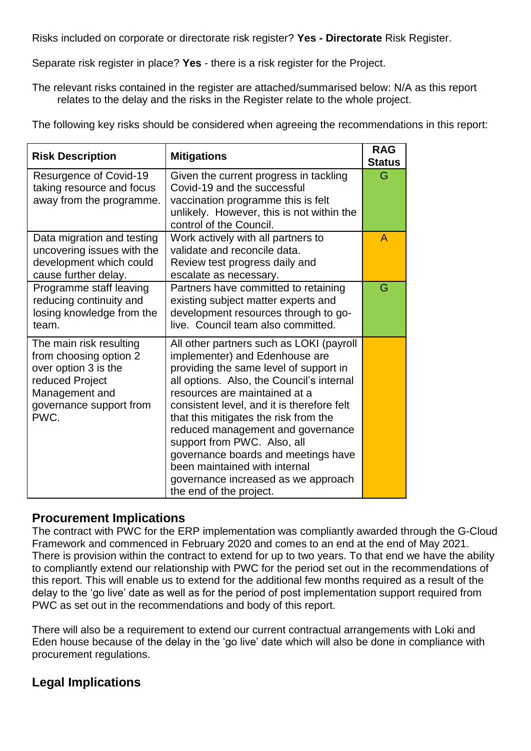Risks included on corporate or directorate risk register? **Yes - Directorate** Risk Register.

Separate risk register in place? **Yes** - there is a risk register for the Project.

The relevant risks contained in the register are attached/summarised below: N/A as this report relates to the delay and the risks in the Register relate to the whole project.

The following key risks should be considered when agreeing the recommendations in this report:

| **Risk Description** | **Mitigations** | **RAG Status** |
|---|---|---|
| Resurgence of Covid-19 taking resource and focus away from the programme. | Given the current progress in tackling Covid-19 and the successful vaccination programme this is felt unlikely. However, this is not within the control of the Council. | G |
| Data migration and testing uncovering issues with the development which could cause further delay. | Work actively with all partners to validate and reconcile data. Review test progress daily and escalate as necessary. | A |
| Programme staff leaving reducing continuity and losing knowledge from the team. | Partners have committed to retaining existing subject matter experts and development resources through to go-live. Council team also committed. | G |
| The main risk resulting from choosing option 2 over option 3 is the reduced Project Management and governance support from PWC. | All other partners such as LOKI (payroll implementer) and Edenhouse are providing the same level of support in all options. Also, the Council's internal resources are maintained at a consistent level, and it is therefore felt that this mitigates the risk from the reduced management and governance support from PWC. Also, all governance boards and meetings have been maintained with internal governance increased as we approach the end of the project. | |

## Procurement Implications

The contract with PWC for the ERP implementation was compliantly awarded through the G-Cloud Framework and commenced in February 2020 and comes to an end at the end of May 2021. There is provision within the contract to extend for up to two years. To that end we have the ability to compliantly extend our relationship with PWC for the period set out in the recommendations of this report. This will enable us to extend for the additional few months required as a result of the delay to the 'go live' date as well as for the period of post implementation support required from PWC as set out in the recommendations and body of this report.

There will also be a requirement to extend our current contractual arrangements with Loki and Eden house because of the delay in the 'go live' date which will also be done in compliance with procurement regulations.

## Legal Implications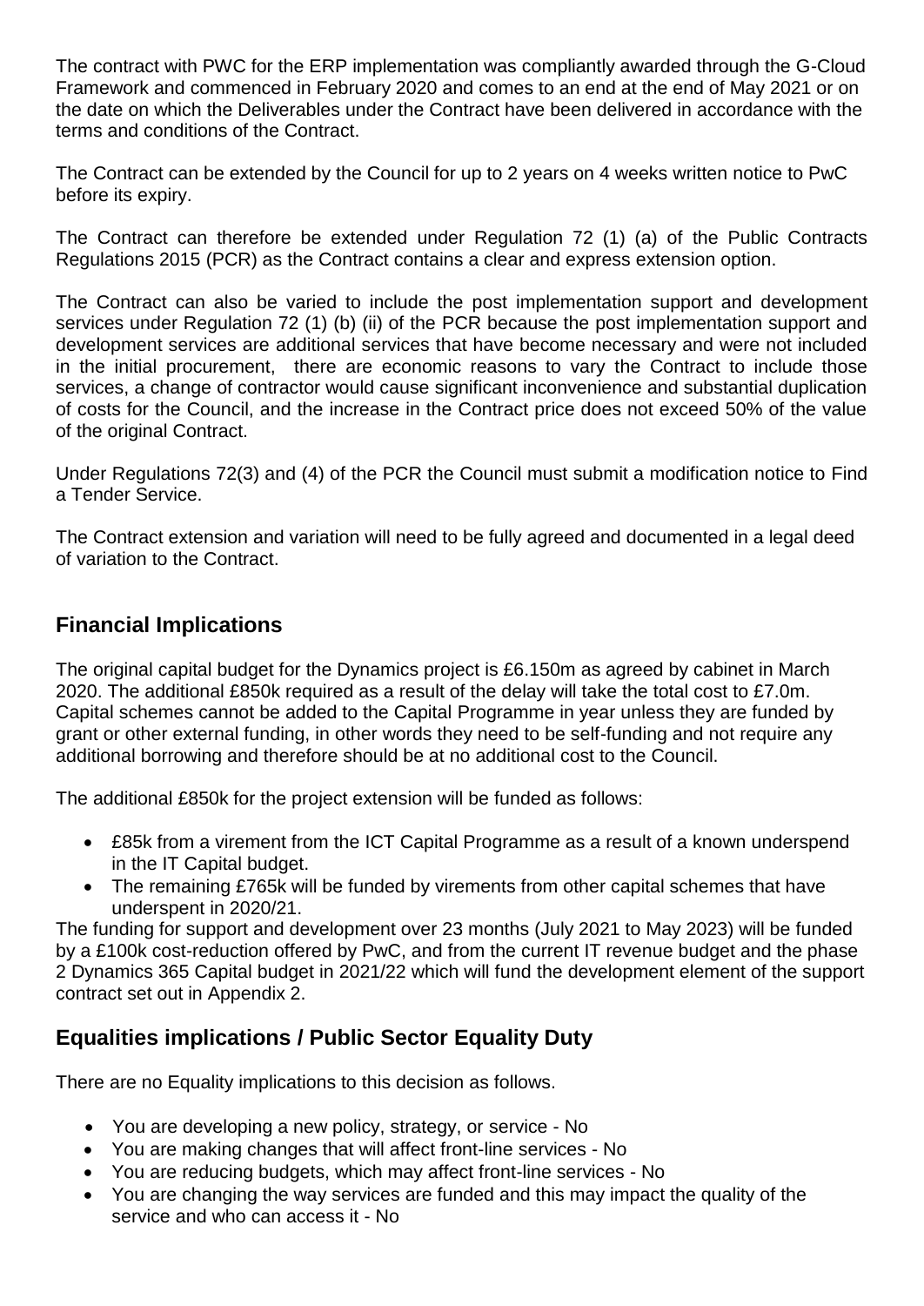The contract with PWC for the ERP implementation was compliantly awarded through the G-Cloud Framework and commenced in February 2020 and comes to an end at the end of May 2021 or on the date on which the Deliverables under the Contract have been delivered in accordance with the terms and conditions of the Contract.

The Contract can be extended by the Council for up to 2 years on 4 weeks written notice to PwC before its expiry.

The Contract can therefore be extended under Regulation 72 (1) (a) of the Public Contracts Regulations 2015 (PCR) as the Contract contains a clear and express extension option.

The Contract can also be varied to include the post implementation support and development services under Regulation 72 (1) (b) (ii) of the PCR because the post implementation support and development services are additional services that have become necessary and were not included in the initial procurement, there are economic reasons to vary the Contract to include those services, a change of contractor would cause significant inconvenience and substantial duplication of costs for the Council, and the increase in the Contract price does not exceed 50% of the value of the original Contract.

Under Regulations 72(3) and (4) of the PCR the Council must submit a modification notice to Find a Tender Service.

The Contract extension and variation will need to be fully agreed and documented in a legal deed of variation to the Contract.

## Financial Implications

The original capital budget for the Dynamics project is £6.150m as agreed by cabinet in March 2020. The additional £850k required as a result of the delay will take the total cost to £7.0m. Capital schemes cannot be added to the Capital Programme in year unless they are funded by grant or other external funding, in other words they need to be self-funding and not require any additional borrowing and therefore should be at no additional cost to the Council.

The additional £850k for the project extension will be funded as follows:

- £85k from a virement from the ICT Capital Programme as a result of a known underspend in the IT Capital budget.
- The remaining £765k will be funded by virements from other capital schemes that have underspent in 2020/21.

The funding for support and development over 23 months (July 2021 to May 2023) will be funded by a £100k cost-reduction offered by PwC, and from the current IT revenue budget and the phase 2 Dynamics 365 Capital budget in 2021/22 which will fund the development element of the support contract set out in Appendix 2.

## Equalities implications / Public Sector Equality Duty

There are no Equality implications to this decision as follows.

- You are developing a new policy, strategy, or service - No
- You are making changes that will affect front-line services - No
- You are reducing budgets, which may affect front-line services - No
- You are changing the way services are funded and this may impact the quality of the service and who can access it - No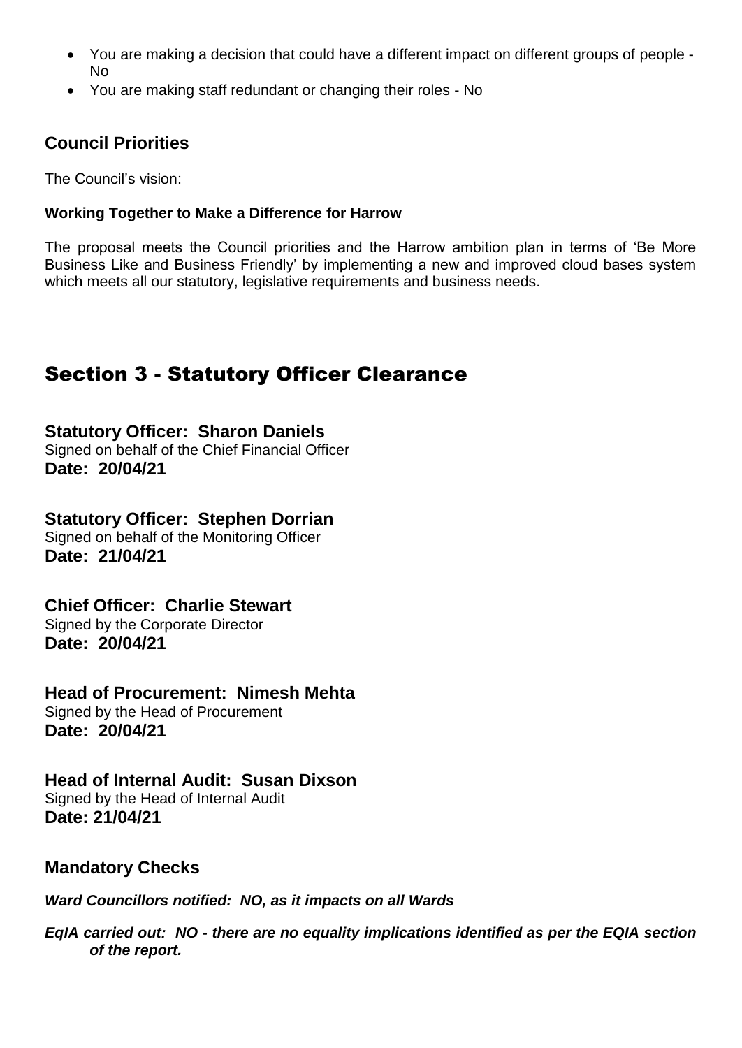- You are making a decision that could have a different impact on different groups of people - No
- You are making staff redundant or changing their roles - No

## Council Priorities

The Council's vision:

**Working Together to Make a Difference for Harrow**

The proposal meets the Council priorities and the Harrow ambition plan in terms of 'Be More Business Like and Business Friendly' by implementing a new and improved cloud bases system which meets all our statutory, legislative requirements and business needs.

# Section 3 - Statutory Officer Clearance

**Statutory Officer: Sharon Daniels**
Signed on behalf of the Chief Financial Officer
**Date: 20/04/21**

**Statutory Officer: Stephen Dorrian**
Signed on behalf of the Monitoring Officer
**Date: 21/04/21**

**Chief Officer: Charlie Stewart**
Signed by the Corporate Director
**Date: 20/04/21**

**Head of Procurement: Nimesh Mehta**
Signed by the Head of Procurement
**Date: 20/04/21**

**Head of Internal Audit: Susan Dixson**
Signed by the Head of Internal Audit
**Date: 21/04/21**

## Mandatory Checks

***Ward Councillors notified: NO, as it impacts on all Wards***

***EqIA carried out: NO - there are no equality implications identified as per the EQIA section of the report.***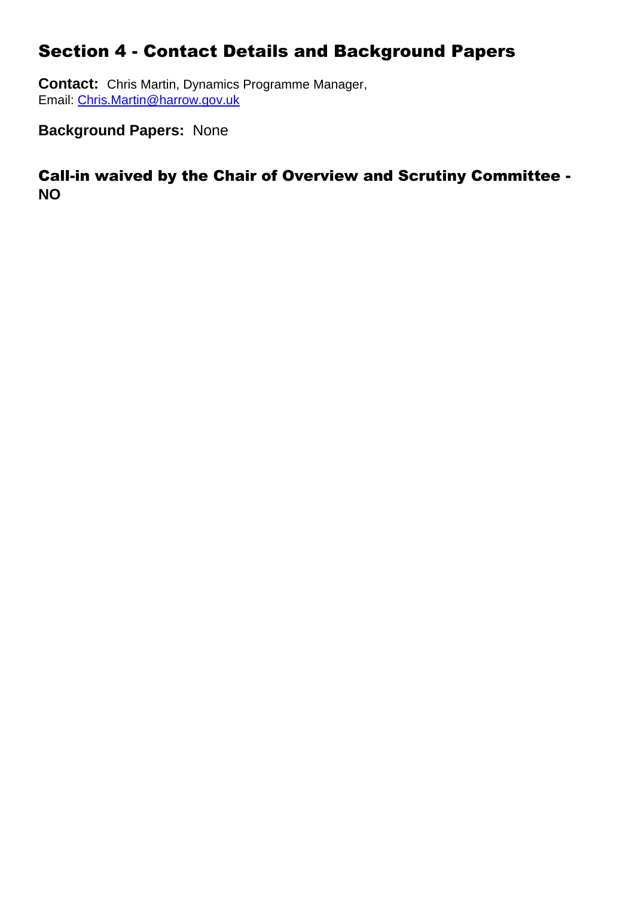## Section 4 - Contact Details and Background Papers

**Contact:** Chris Martin, Dynamics Programme Manager,
Email: Chris.Martin@harrow.gov.uk

**Background Papers:** None

## Call-in waived by the Chair of Overview and Scrutiny Committee - NO